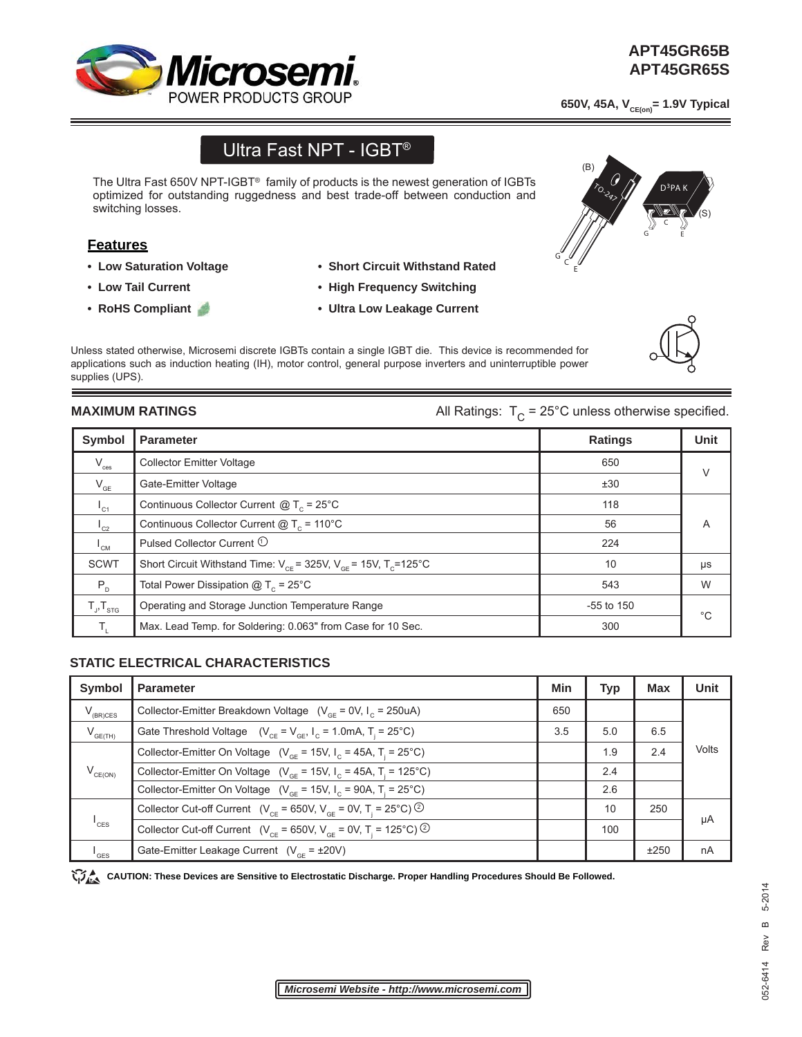**APT45GR65B**
**APT45GR65S**

**650V, 45A, $V_{CE(on)}$ = 1.9V Typical**

# Ultra Fast NPT - IGBT®

The Ultra Fast 650V NPT-IGBT® family of products is the newest generation of IGBTs optimized for outstanding ruggedness and best trade-off between conduction and switching losses.

## Features

- **Low Saturation Voltage**
- **Low Tail Current**
- **RoHS Compliant**
- **Short Circuit Withstand Rated**
- **High Frequency Switching**
- **Ultra Low Leakage Current**

Unless stated otherwise, Microsemi discrete IGBTs contain a single IGBT die. This device is recommended for applications such as induction heating (IH), motor control, general purpose inverters and uninterruptible power supplies (UPS).

## MAXIMUM RATINGS

All Ratings: $T_C$ = 25°C unless otherwise specified.

| Symbol | Parameter | Ratings | Unit |
|---|---|---|---|
| $V_{ces}$ | Collector Emitter Voltage | 650 | V |
| $V_{GE}$ | Gate-Emitter Voltage | ±30 | V |
| $I_{C1}$ | Continuous Collector Current @ $T_C$ = 25°C | 118 | A |
| $I_{C2}$ | Continuous Collector Current @ $T_C$ = 110°C | 56 | A |
| $I_{CM}$ | Pulsed Collector Current ① | 224 | A |
| SCWT | Short Circuit Withstand Time: $V_{CE}$ = 325V, $V_{GE}$ = 15V, $T_C$=125°C | 10 | μs |
| $P_D$ | Total Power Dissipation @ $T_C$ = 25°C | 543 | W |
| $T_J$,$T_{STG}$ | Operating and Storage Junction Temperature Range | -55 to 150 | °C |
| $T_L$ | Max. Lead Temp. for Soldering: 0.063" from Case for 10 Sec. | 300 | °C |

## STATIC ELECTRICAL CHARACTERISTICS

| Symbol | Parameter | Min | Typ | Max | Unit |
|---|---|---|---|---|---|
| $V_{(BR)CES}$ | Collector-Emitter Breakdown Voltage ($V_{GE}$ = 0V, $I_C$ = 250uA) | 650 | | | Volts |
| $V_{GE(TH)}$ | Gate Threshold Voltage ($V_{CE}$ = $V_{GE}$, $I_C$ = 1.0mA, $T_j$ = 25°C) | 3.5 | 5.0 | 6.5 | Volts |
| $V_{CE(ON)}$ | Collector-Emitter On Voltage ($V_{GE}$ = 15V, $I_C$ = 45A, $T_j$ = 25°C) | | 1.9 | 2.4 | Volts |
| | Collector-Emitter On Voltage ($V_{GE}$ = 15V, $I_C$ = 45A, $T_j$ = 125°C) | | 2.4 | | Volts |
| | Collector-Emitter On Voltage ($V_{GE}$ = 15V, $I_C$ = 90A, $T_j$ = 25°C) | | 2.6 | | Volts |
| $I_{CES}$ | Collector Cut-off Current ($V_{CE}$ = 650V, $V_{GE}$ = 0V, $T_j$ = 25°C) ② | | 10 | 250 | μA |
| | Collector Cut-off Current ($V_{CE}$ = 650V, $V_{GE}$ = 0V, $T_j$ = 125°C) ② | | 100 | | μA |
| $I_{GES}$ | Gate-Emitter Leakage Current ($V_{GE}$ = ±20V) | | | ±250 | nA |

**CAUTION: These Devices are Sensitive to Electrostatic Discharge. Proper Handling Procedures Should Be Followed.**

***Microsemi Website - http://www.microsemi.com***

052-6414 Rev B 5-2014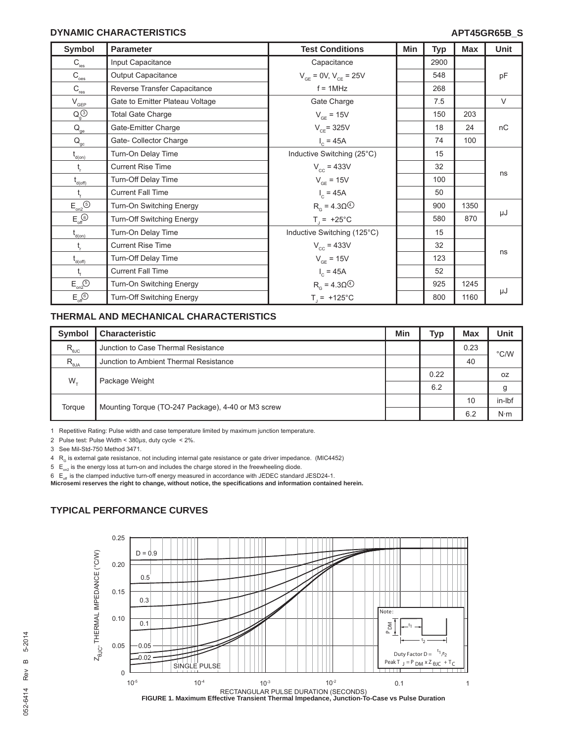## DYNAMIC CHARACTERISTICS

**APT45GR65B_S**

| Symbol | Parameter | Test Conditions | Min | Typ | Max | Unit |
|---|---|---|---|---|---|---|
| $C_{ies}$ | Input Capacitance | Capacitance | | 2900 | | pF |
| $C_{oes}$ | Output Capacitance | $V_{GE}$ = 0V, $V_{CE}$ = 25V | | 548 | | |
| $C_{res}$ | Reverse Transfer Capacitance | f = 1MHz | | 268 | | |
| $V_{GEP}$ | Gate to Emitter Plateau Voltage | Gate Charge | | 7.5 | | V |
| $Q_g$ (3) | Total Gate Charge | $V_{GE}$ = 15V | | 150 | 203 | nC |
| $Q_{ge}$ | Gate-Emitter Charge | $V_{CE}$= 325V | | 18 | 24 | |
| $Q_{gc}$ | Gate- Collector Charge | $I_C$ = 45A | | 74 | 100 | |
| $t_{d(on)}$ | Turn-On Delay Time | Inductive Switching (25°C) | | 15 | | ns |
| $t_r$ | Current Rise Time | $V_{CC}$ = 433V | | 32 | | |
| $t_{d(off)}$ | Turn-Off Delay Time | $V_{GE}$ = 15V | | 100 | | |
| $t_f$ | Current Fall Time | $I_C$ = 45A | | 50 | | |
| $E_{on2}$ (5) | Turn-On Switching Energy | $R_G$ = 4.3Ω (4) | | 900 | 1350 | μJ |
| $E_{off}$ (6) | Turn-Off Switching Energy | $T_J$ = +25°C | | 580 | 870 | |
| $t_{d(on)}$ | Turn-On Delay Time | Inductive Switching (125°C) | | 15 | | ns |
| $t_r$ | Current Rise Time | $V_{CC}$ = 433V | | 32 | | |
| $t_{d(off)}$ | Turn-Off Delay Time | $V_{GE}$ = 15V | | 123 | | |
| $t_f$ | Current Fall Time | $I_C$ = 45A | | 52 | | |
| $E_{on2}$ (5) | Turn-On Switching Energy | $R_G$ = 4.3Ω (4) | | 925 | 1245 | μJ |
| $E_{off}$ (6) | Turn-Off Switching Energy | $T_J$ = +125°C | | 800 | 1160 | |

## THERMAL AND MECHANICAL CHARACTERISTICS

| Symbol | Characteristic | Min | Typ | Max | Unit |
|---|---|---|---|---|---|
| $R_{\theta JC}$ | Junction to Case Thermal Resistance | | | 0.23 | °C/W |
| $R_{\theta JA}$ | Junction to Ambient Thermal Resistance | | | 40 | |
| $W_T$ | Package Weight | | 0.22 | | oz |
| | | | 6.2 | | g |
| Torque | Mounting Torque (TO-247 Package), 4-40 or M3 screw | | | 10 | in-lbf |
| | | | | 6.2 | N·m |

1 Repetitive Rating: Pulse width and case temperature limited by maximum junction temperature.

2 Pulse test: Pulse Width < 380μs, duty cycle < 2%.

3 See Mil-Std-750 Method 3471.

4 $R_G$ is external gate resistance, not including internal gate resistance or gate driver impedance. (MIC4452)

5 $E_{on2}$ is the energy loss at turn-on and includes the charge stored in the freewheeling diode.

6 $E_{off}$ is the clamped inductive turn-off energy measured in accordance with JEDEC standard JESD24-1.

**Microsemi reserves the right to change, without notice, the specifications and information contained herein.**

## TYPICAL PERFORMANCE CURVES

**FIGURE 1. Maximum Effective Transient Thermal Impedance, Junction-To-Case vs Pulse Duration**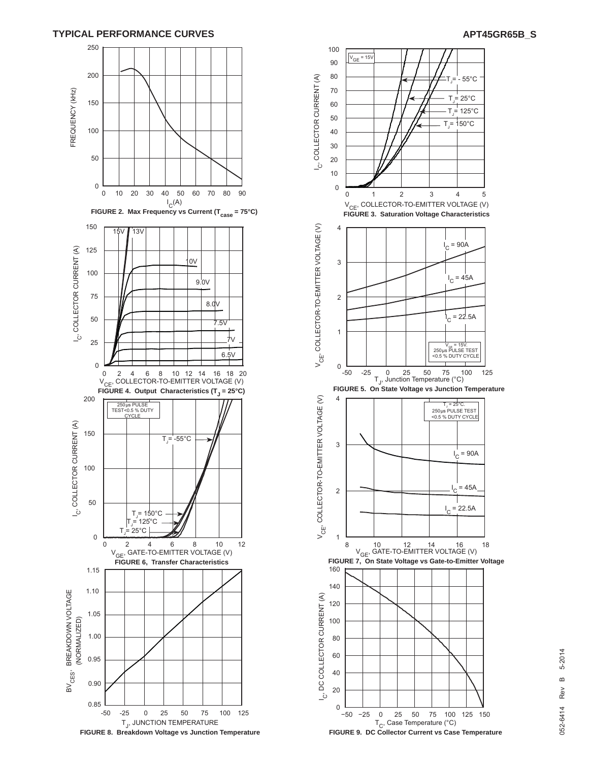## TYPICAL PERFORMANCE CURVES

FIGURE 2. Max Frequency vs Current ($T_{case}$ = 75°C)

FIGURE 3. Saturation Voltage Characteristics

FIGURE 4. Output Characteristics ($T_J$ = 25°C)

FIGURE 5. On State Voltage vs Junction Temperature

FIGURE 6, Transfer Characteristics

FIGURE 7, On State Voltage vs Gate-to-Emitter Voltage

FIGURE 8. Breakdown Voltage vs Junction Temperature

FIGURE 9. DC Collector Current vs Case Temperature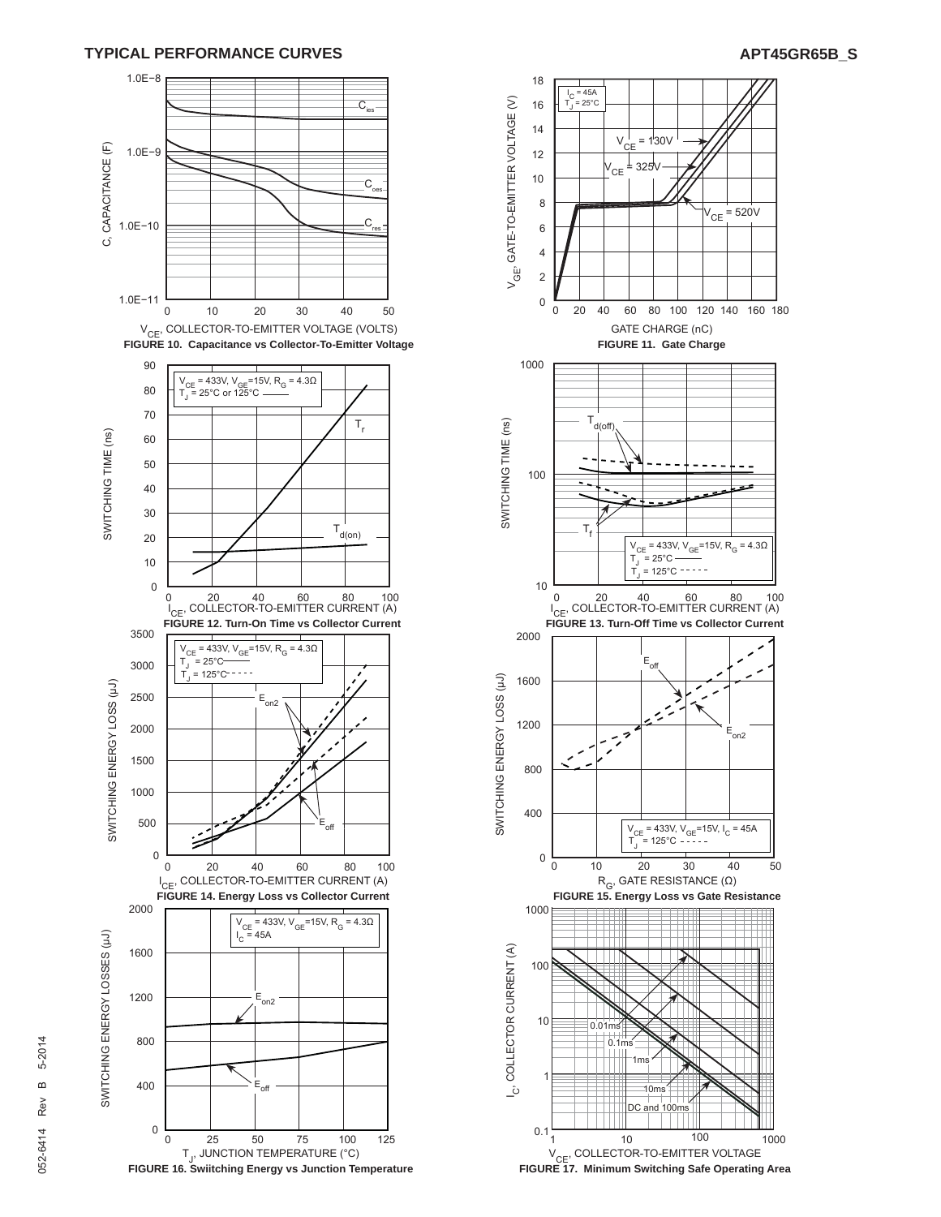## TYPICAL PERFORMANCE CURVES

**APT45GR65B_S**

**FIGURE 10. Capacitance vs Collector-To-Emitter Voltage**

**FIGURE 11. Gate Charge**

**FIGURE 12. Turn-On Time vs Collector Current**

**FIGURE 13. Turn-Off Time vs Collector Current**

**FIGURE 14. Energy Loss vs Collector Current**

**FIGURE 15. Energy Loss vs Gate Resistance**

**FIGURE 16. Swiitching Energy vs Junction Temperature**

**FIGURE 17. Minimum Switching Safe Operating Area**

052-6414 Rev B 5-2014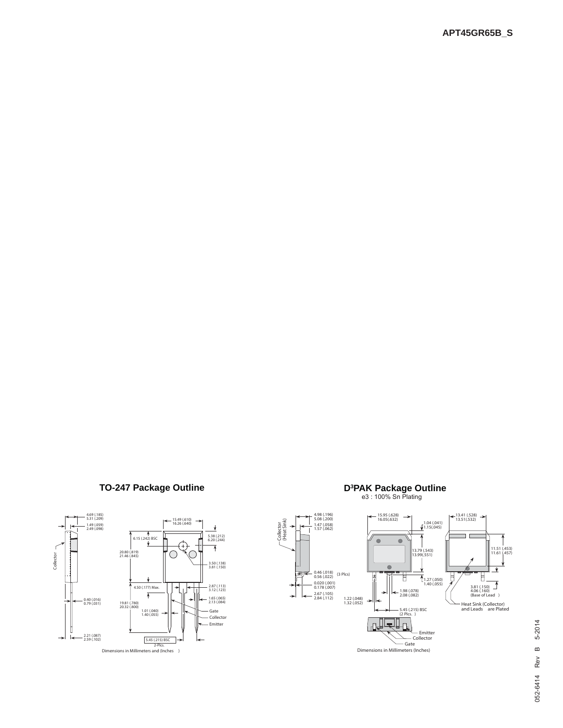## TO-247 Package Outline

4.69 (.185)
5.31 (.209)

1.49 (.059)
2.49 (.098)

15.49 (.610)
16.26 (.640)

6.15 (.242) BSC

5.38 (.212)
6.20 (.244)

20.80 (.819)
21.46 (.845)

3.50 (.138)
3.81 (.150)

Collector

4.50 (.177) Max.

2.87 (.113)
3.12 (.123)

1.65 (.065)
2.13 (.084)

0.40 (.016)
0.79 (.031)

19.81 (.780)
20.32 (.800)

1.01 (.040)
1.40 (.055)

Gate
Collector
Emitter

2.21 (.087)
2.59 (.102)

5.45 (.215) BSC
2-Plcs.

Dimensions in Millimeters and (Inches)

## D³PAK Package Outline

e3 : 100% Sn Plating

Collector (Heat Sink)

4.98 (.196)
5.08 (.200)

1.47 (.058)
1.57 (.062)

15.95 (.628)
16.05(.632)

1.04 (.041)
1.15(.045)

13.41 (.528)
13.51(.532)

13.79 (.543)
13.99(.551)

11.51 (.453)
11.61 (.457)

0.46 (.018)
0.56 (.022) {3 Plcs}

0.020 (.001)
0.178 (.007)

2.67 (.105)
2.84 (.112)

1.27 (.050)
1.40 (.055)

1.98 (.078)
2.08 (.082)

3.81 (.150)
4.06 (.160)
(Base of Lead)

1.22 (.048)
1.32 (.052)

5.45 (.215) BSC
{2 Plcs.}

Heat Sink (Collector) and Leads are Plated

Emitter
Collector
Gate

Dimensions in Millimeters (Inches)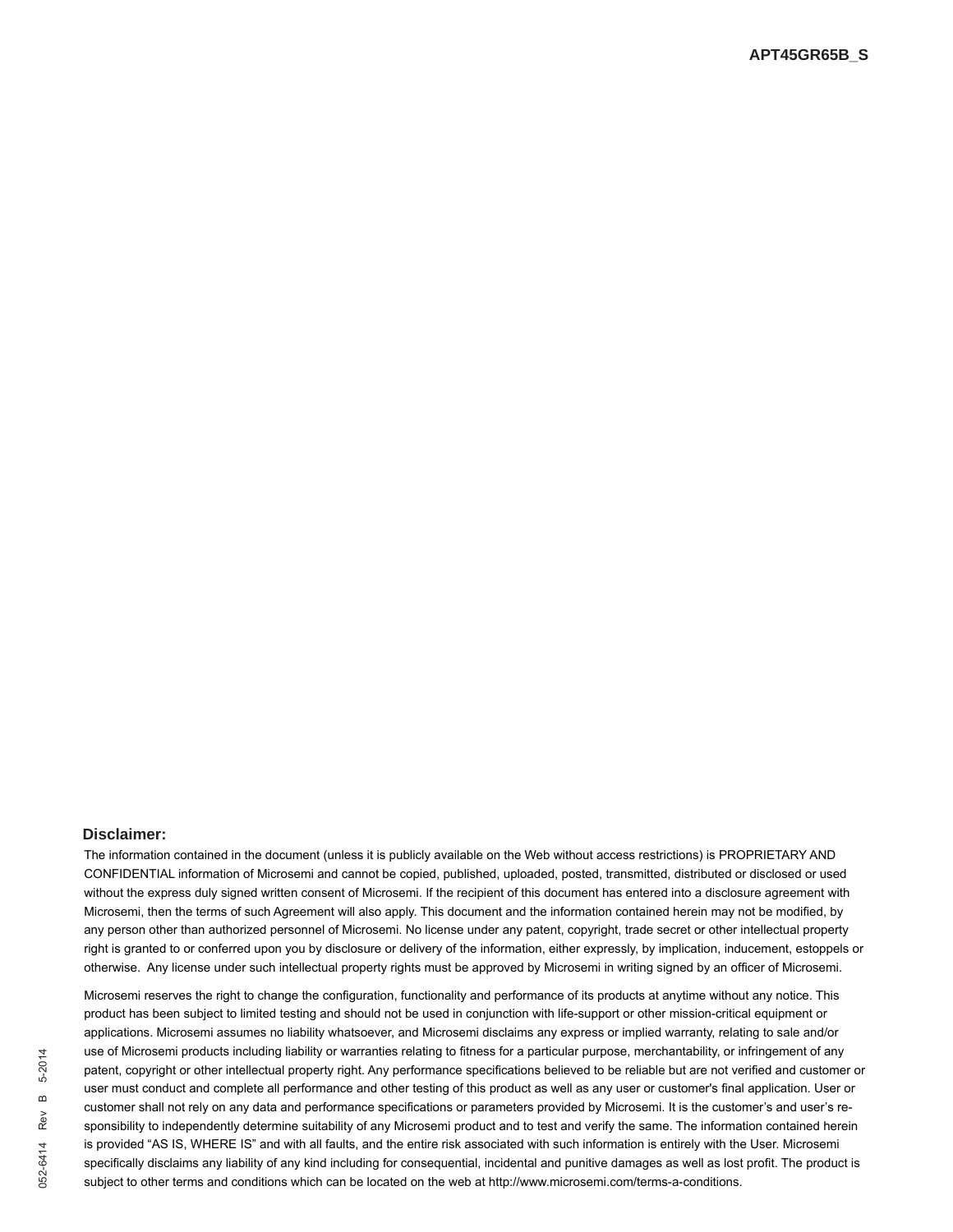**Disclaimer:**

The information contained in the document (unless it is publicly available on the Web without access restrictions) is PROPRIETARY AND CONFIDENTIAL information of Microsemi and cannot be copied, published, uploaded, posted, transmitted, distributed or disclosed or used without the express duly signed written consent of Microsemi. If the recipient of this document has entered into a disclosure agreement with Microsemi, then the terms of such Agreement will also apply. This document and the information contained herein may not be modified, by any person other than authorized personnel of Microsemi. No license under any patent, copyright, trade secret or other intellectual property right is granted to or conferred upon you by disclosure or delivery of the information, either expressly, by implication, inducement, estoppels or otherwise. Any license under such intellectual property rights must be approved by Microsemi in writing signed by an officer of Microsemi.

Microsemi reserves the right to change the configuration, functionality and performance of its products at anytime without any notice. This product has been subject to limited testing and should not be used in conjunction with life-support or other mission-critical equipment or applications. Microsemi assumes no liability whatsoever, and Microsemi disclaims any express or implied warranty, relating to sale and/or use of Microsemi products including liability or warranties relating to fitness for a particular purpose, merchantability, or infringement of any patent, copyright or other intellectual property right. Any performance specifications believed to be reliable but are not verified and customer or user must conduct and complete all performance and other testing of this product as well as any user or customer's final application. User or customer shall not rely on any data and performance specifications or parameters provided by Microsemi. It is the customer's and user's responsibility to independently determine suitability of any Microsemi product and to test and verify the same. The information contained herein is provided "AS IS, WHERE IS" and with all faults, and the entire risk associated with such information is entirely with the User. Microsemi specifically disclaims any liability of any kind including for consequential, incidental and punitive damages as well as lost profit. The product is subject to other terms and conditions which can be located on the web at http://www.microsemi.com/terms-a-conditions.